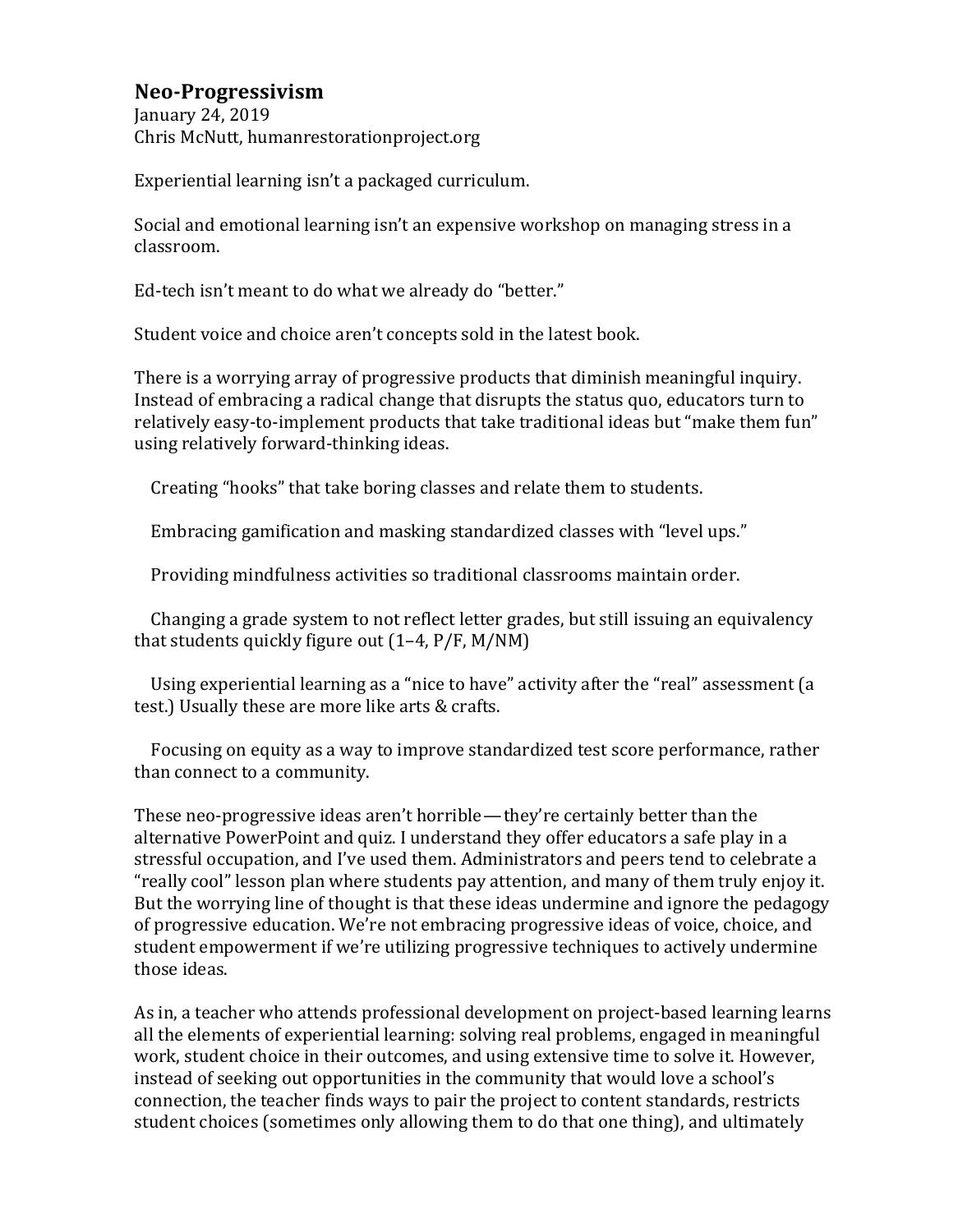## Neo-Progressivism

January 24, 2019
Chris McNutt, humanrestorationproject.org

Experiential learning isn't a packaged curriculum.

Social and emotional learning isn't an expensive workshop on managing stress in a classroom.

Ed-tech isn't meant to do what we already do "better."

Student voice and choice aren't concepts sold in the latest book.

There is a worrying array of progressive products that diminish meaningful inquiry. Instead of embracing a radical change that disrupts the status quo, educators turn to relatively easy-to-implement products that take traditional ideas but "make them fun" using relatively forward-thinking ideas.

Creating "hooks" that take boring classes and relate them to students.

Embracing gamification and masking standardized classes with "level ups."

Providing mindfulness activities so traditional classrooms maintain order.

Changing a grade system to not reflect letter grades, but still issuing an equivalency that students quickly figure out (1–4, P/F, M/NM)

Using experiential learning as a "nice to have" activity after the "real" assessment (a test.) Usually these are more like arts & crafts.

Focusing on equity as a way to improve standardized test score performance, rather than connect to a community.

These neo-progressive ideas aren't horrible — they're certainly better than the alternative PowerPoint and quiz. I understand they offer educators a safe play in a stressful occupation, and I've used them. Administrators and peers tend to celebrate a "really cool" lesson plan where students pay attention, and many of them truly enjoy it. But the worrying line of thought is that these ideas undermine and ignore the pedagogy of progressive education. We're not embracing progressive ideas of voice, choice, and student empowerment if we're utilizing progressive techniques to actively undermine those ideas.

As in, a teacher who attends professional development on project-based learning learns all the elements of experiential learning: solving real problems, engaged in meaningful work, student choice in their outcomes, and using extensive time to solve it. However, instead of seeking out opportunities in the community that would love a school's connection, the teacher finds ways to pair the project to content standards, restricts student choices (sometimes only allowing them to do that one thing), and ultimately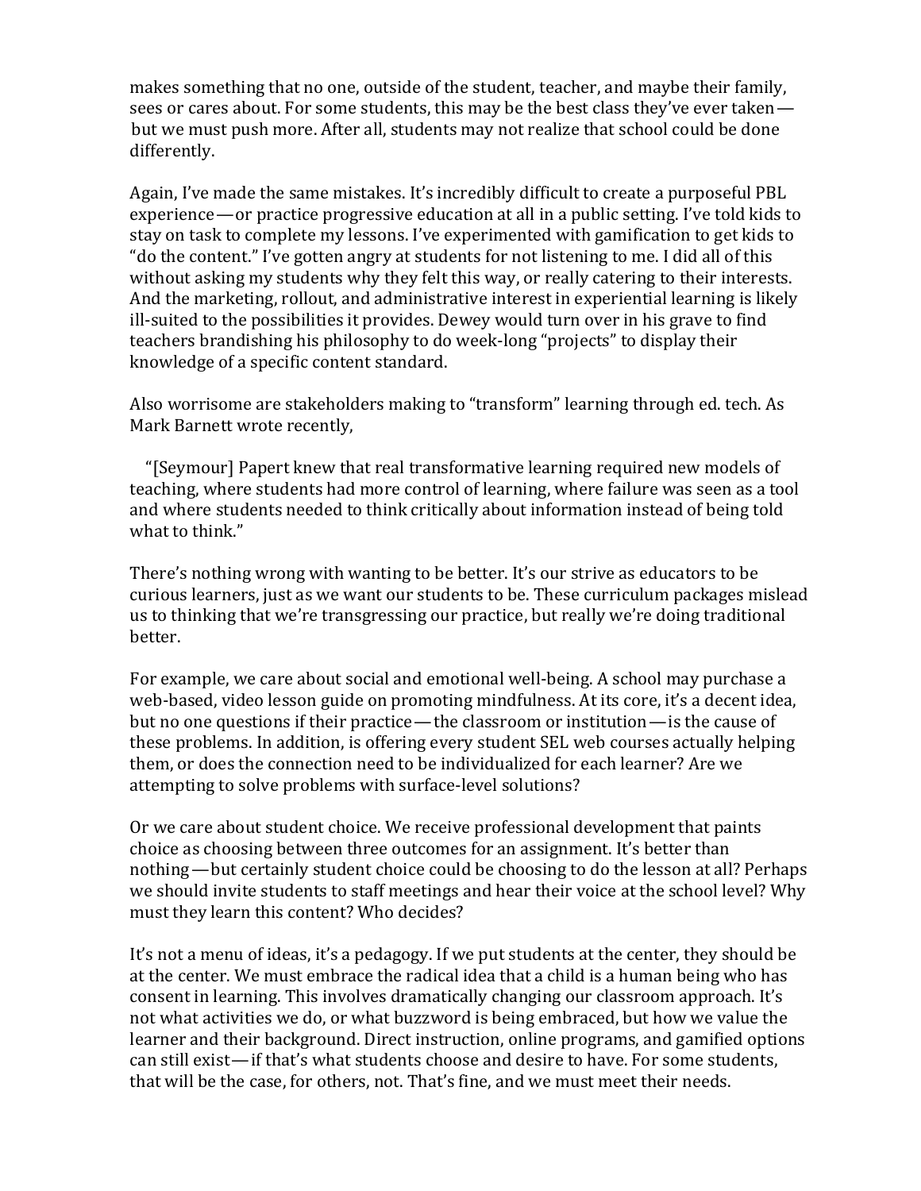makes something that no one, outside of the student, teacher, and maybe their family, sees or cares about. For some students, this may be the best class they've ever taken—but we must push more. After all, students may not realize that school could be done differently.

Again, I've made the same mistakes. It's incredibly difficult to create a purposeful PBL experience—or practice progressive education at all in a public setting. I've told kids to stay on task to complete my lessons. I've experimented with gamification to get kids to "do the content." I've gotten angry at students for not listening to me. I did all of this without asking my students why they felt this way, or really catering to their interests. And the marketing, rollout, and administrative interest in experiential learning is likely ill-suited to the possibilities it provides. Dewey would turn over in his grave to find teachers brandishing his philosophy to do week-long "projects" to display their knowledge of a specific content standard.

Also worrisome are stakeholders making to "transform" learning through ed. tech. As Mark Barnett wrote recently,

> "[Seymour] Papert knew that real transformative learning required new models of teaching, where students had more control of learning, where failure was seen as a tool and where students needed to think critically about information instead of being told what to think."

There's nothing wrong with wanting to be better. It's our strive as educators to be curious learners, just as we want our students to be. These curriculum packages mislead us to thinking that we're transgressing our practice, but really we're doing traditional better.

For example, we care about social and emotional well-being. A school may purchase a web-based, video lesson guide on promoting mindfulness. At its core, it's a decent idea, but no one questions if their practice—the classroom or institution—is the cause of these problems. In addition, is offering every student SEL web courses actually helping them, or does the connection need to be individualized for each learner? Are we attempting to solve problems with surface-level solutions?

Or we care about student choice. We receive professional development that paints choice as choosing between three outcomes for an assignment. It's better than nothing—but certainly student choice could be choosing to do the lesson at all? Perhaps we should invite students to staff meetings and hear their voice at the school level? Why must they learn this content? Who decides?

It's not a menu of ideas, it's a pedagogy. If we put students at the center, they should be at the center. We must embrace the radical idea that a child is a human being who has consent in learning. This involves dramatically changing our classroom approach. It's not what activities we do, or what buzzword is being embraced, but how we value the learner and their background. Direct instruction, online programs, and gamified options can still exist—if that's what students choose and desire to have. For some students, that will be the case, for others, not. That's fine, and we must meet their needs.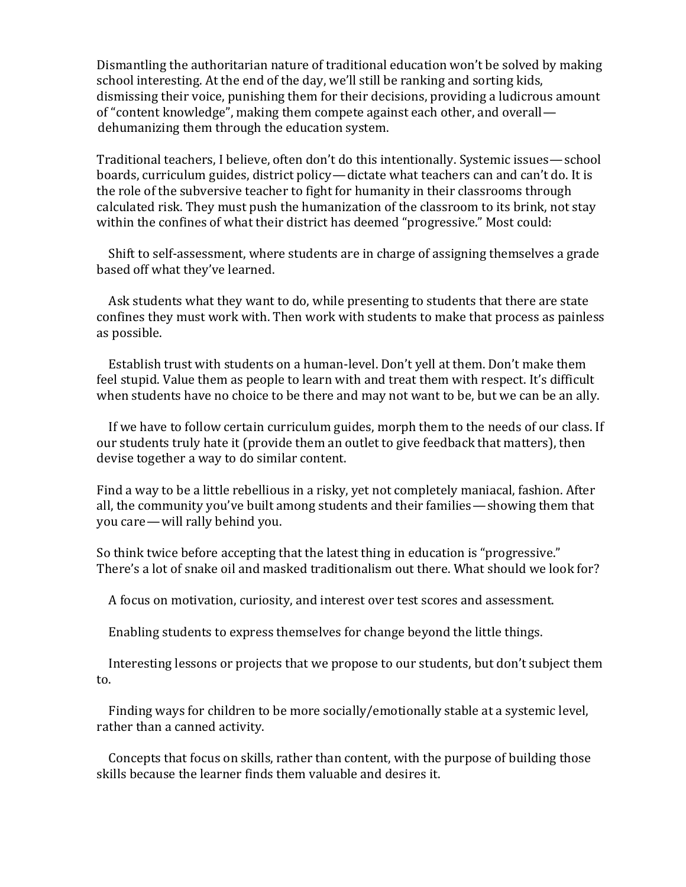Dismantling the authoritarian nature of traditional education won't be solved by making school interesting. At the end of the day, we'll still be ranking and sorting kids, dismissing their voice, punishing them for their decisions, providing a ludicrous amount of "content knowledge", making them compete against each other, and overall—dehumanizing them through the education system.

Traditional teachers, I believe, often don't do this intentionally. Systemic issues—school boards, curriculum guides, district policy—dictate what teachers can and can't do. It is the role of the subversive teacher to fight for humanity in their classrooms through calculated risk. They must push the humanization of the classroom to its brink, not stay within the confines of what their district has deemed "progressive." Most could:

Shift to self-assessment, where students are in charge of assigning themselves a grade based off what they've learned.

Ask students what they want to do, while presenting to students that there are state confines they must work with. Then work with students to make that process as painless as possible.

Establish trust with students on a human-level. Don't yell at them. Don't make them feel stupid. Value them as people to learn with and treat them with respect. It's difficult when students have no choice to be there and may not want to be, but we can be an ally.

If we have to follow certain curriculum guides, morph them to the needs of our class. If our students truly hate it (provide them an outlet to give feedback that matters), then devise together a way to do similar content.

Find a way to be a little rebellious in a risky, yet not completely maniacal, fashion. After all, the community you've built among students and their families—showing them that you care—will rally behind you.

So think twice before accepting that the latest thing in education is "progressive." There's a lot of snake oil and masked traditionalism out there. What should we look for?

A focus on motivation, curiosity, and interest over test scores and assessment.

Enabling students to express themselves for change beyond the little things.

Interesting lessons or projects that we propose to our students, but don't subject them to.

Finding ways for children to be more socially/emotionally stable at a systemic level, rather than a canned activity.

Concepts that focus on skills, rather than content, with the purpose of building those skills because the learner finds them valuable and desires it.